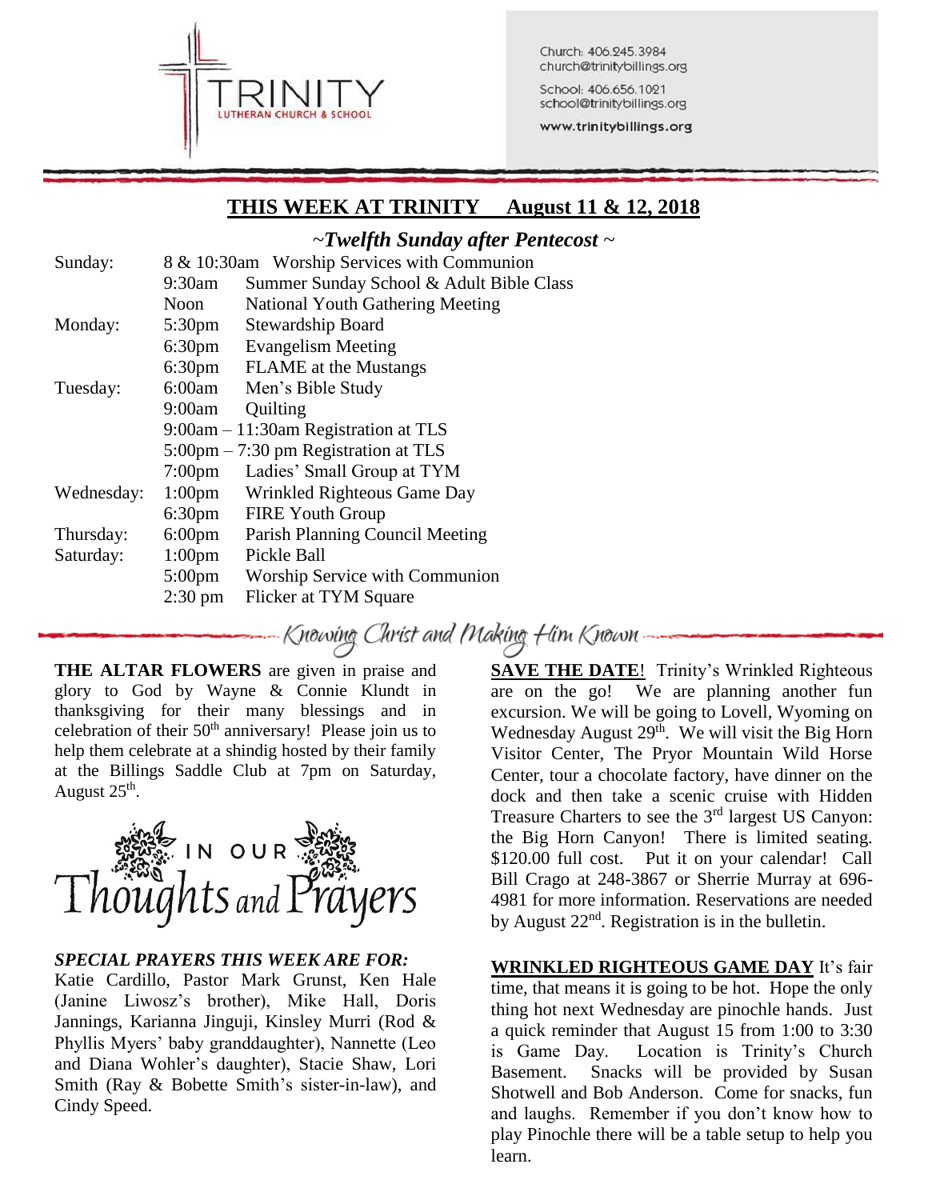TRINITY
LUTHERAN CHURCH & SCHOOL

Church: 406.245.3984
church@trinitybillings.org

School: 406.656.1021
school@trinitybillings.org

www.trinitybillings.org

## THIS WEEK AT TRINITY August 11 & 12, 2018

### *~Twelfth Sunday after Pentecost ~*

| | | |
|---|---|---|
| Sunday: | 8 & 10:30am | Worship Services with Communion |
| | 9:30am | Summer Sunday School & Adult Bible Class |
| | Noon | National Youth Gathering Meeting |
| Monday: | 5:30pm | Stewardship Board |
| | 6:30pm | Evangelism Meeting |
| | 6:30pm | FLAME at the Mustangs |
| Tuesday: | 6:00am | Men's Bible Study |
| | 9:00am | Quilting |
| | 9:00am – 11:30am | Registration at TLS |
| | 5:00pm – 7:30 pm | Registration at TLS |
| | 7:00pm | Ladies' Small Group at TYM |
| Wednesday: | 1:00pm | Wrinkled Righteous Game Day |
| | 6:30pm | FIRE Youth Group |
| Thursday: | 6:00pm | Parish Planning Council Meeting |
| Saturday: | 1:00pm | Pickle Ball |
| | 5:00pm | Worship Service with Communion |
| | 2:30 pm | Flicker at TYM Square |

*Knowing Christ and Making Him Known*

**THE ALTAR FLOWERS** are given in praise and glory to God by Wayne & Connie Klundt in thanksgiving for their many blessings and in celebration of their 50th anniversary! Please join us to help them celebrate at a shindig hosted by their family at the Billings Saddle Club at 7pm on Saturday, August 25th.

## IN OUR Thoughts and Prayers

***SPECIAL PRAYERS THIS WEEK ARE FOR:***
Katie Cardillo, Pastor Mark Grunst, Ken Hale (Janine Liwosz's brother), Mike Hall, Doris Jannings, Karianna Jinguji, Kinsley Murri (Rod & Phyllis Myers' baby granddaughter), Nannette (Leo and Diana Wohler's daughter), Stacie Shaw, Lori Smith (Ray & Bobette Smith's sister-in-law), and Cindy Speed.

**SAVE THE DATE**! Trinity's Wrinkled Righteous are on the go! We are planning another fun excursion. We will be going to Lovell, Wyoming on Wednesday August 29th. We will visit the Big Horn Visitor Center, The Pryor Mountain Wild Horse Center, tour a chocolate factory, have dinner on the dock and then take a scenic cruise with Hidden Treasure Charters to see the 3rd largest US Canyon: the Big Horn Canyon! There is limited seating. $120.00 full cost. Put it on your calendar! Call Bill Crago at 248-3867 or Sherrie Murray at 696-4981 for more information. Reservations are needed by August 22nd. Registration is in the bulletin.

**WRINKLED RIGHTEOUS GAME DAY** It's fair time, that means it is going to be hot. Hope the only thing hot next Wednesday are pinochle hands. Just a quick reminder that August 15 from 1:00 to 3:30 is Game Day. Location is Trinity's Church Basement. Snacks will be provided by Susan Shotwell and Bob Anderson. Come for snacks, fun and laughs. Remember if you don't know how to play Pinochle there will be a table setup to help you learn.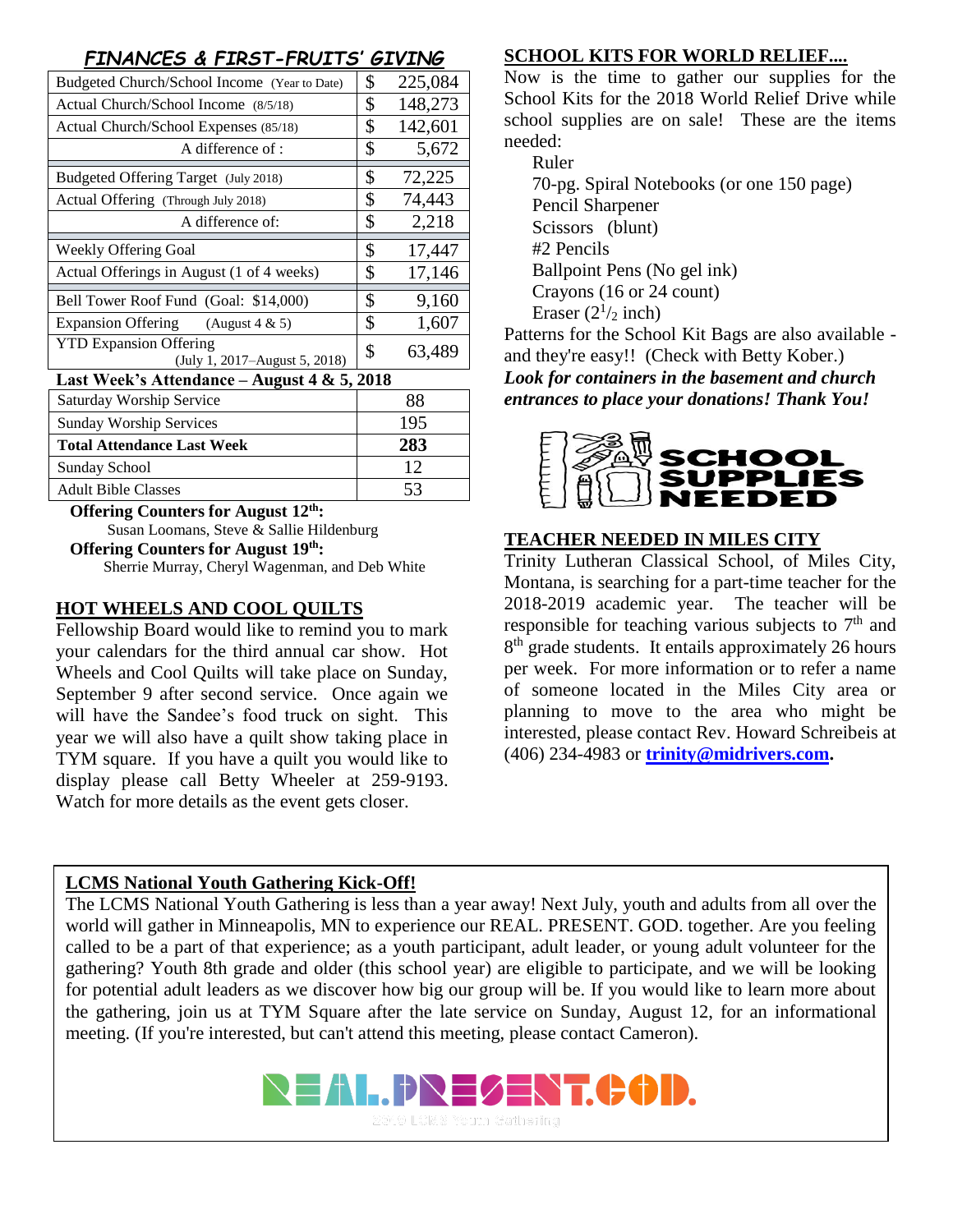## FINANCES & FIRST-FRUITS' GIVING

| | | |
|---|---|---|
| Budgeted Church/School Income (Year to Date) | $ | 225,084 |
| Actual Church/School Income (8/5/18) | $ | 148,273 |
| Actual Church/School Expenses (85/18) | $ | 142,601 |
| A difference of : | $ | 5,672 |
| Budgeted Offering Target (July 2018) | $ | 72,225 |
| Actual Offering (Through July 2018) | $ | 74,443 |
| A difference of: | $ | 2,218 |
| Weekly Offering Goal | $ | 17,447 |
| Actual Offerings in August (1 of 4 weeks) | $ | 17,146 |
| Bell Tower Roof Fund (Goal: $14,000) | $ | 9,160 |
| Expansion Offering (August 4 & 5) | $ | 1,607 |
| YTD Expansion Offering (July 1, 2017–August 5, 2018) | $ | 63,489 |

**Last Week's Attendance – August 4 & 5, 2018**

| | |
|---|---|
| Saturday Worship Service | 88 |
| Sunday Worship Services | 195 |
| **Total Attendance Last Week** | **283** |
| Sunday School | 12 |
| Adult Bible Classes | 53 |

**Offering Counters for August 12th:**
Susan Loomans, Steve & Sallie Hildenburg

**Offering Counters for August 19th:**
Sherrie Murray, Cheryl Wagenman, and Deb White

## HOT WHEELS AND COOL QUILTS

Fellowship Board would like to remind you to mark your calendars for the third annual car show. Hot Wheels and Cool Quilts will take place on Sunday, September 9 after second service. Once again we will have the Sandee's food truck on sight. This year we will also have a quilt show taking place in TYM square. If you have a quilt you would like to display please call Betty Wheeler at 259-9193. Watch for more details as the event gets closer.

## SCHOOL KITS FOR WORLD RELIEF....

Now is the time to gather our supplies for the School Kits for the 2018 World Relief Drive while school supplies are on sale! These are the items needed:

- Ruler
- 70-pg. Spiral Notebooks (or one 150 page)
- Pencil Sharpener
- Scissors (blunt)
- #2 Pencils
- Ballpoint Pens (No gel ink)
- Crayons (16 or 24 count)
- Eraser ($2^1/_2$ inch)

Patterns for the School Kit Bags are also available - and they're easy!! (Check with Betty Kober.)

***Look for containers in the basement and church entrances to place your donations! Thank You!***

SCHOOL SUPPLIES NEEDED

## TEACHER NEEDED IN MILES CITY

Trinity Lutheran Classical School, of Miles City, Montana, is searching for a part-time teacher for the 2018-2019 academic year. The teacher will be responsible for teaching various subjects to 7th and 8th grade students. It entails approximately 26 hours per week. For more information or to refer a name of someone located in the Miles City area or planning to move to the area who might be interested, please contact Rev. Howard Schreibeis at (406) 234-4983 or **trinity@midrivers.com.**

## LCMS National Youth Gathering Kick-Off!

The LCMS National Youth Gathering is less than a year away! Next July, youth and adults from all over the world will gather in Minneapolis, MN to experience our REAL. PRESENT. GOD. together. Are you feeling called to be a part of that experience; as a youth participant, adult leader, or young adult volunteer for the gathering? Youth 8th grade and older (this school year) are eligible to participate, and we will be looking for potential adult leaders as we discover how big our group will be. If you would like to learn more about the gathering, join us at TYM Square after the late service on Sunday, August 12, for an informational meeting. (If you're interested, but can't attend this meeting, please contact Cameron).

REAL.PRESENT.GOD.